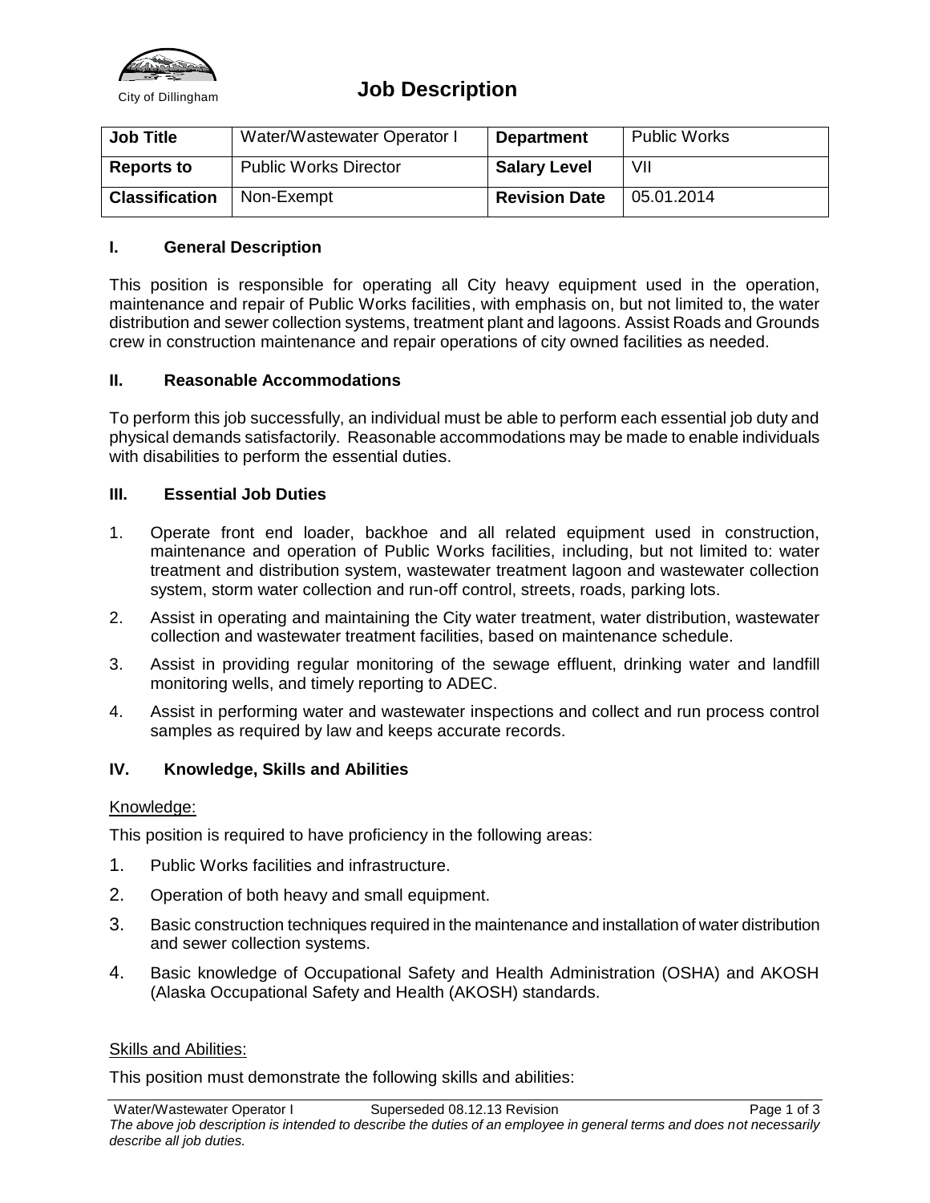City of Dillingham

# Job Description

| Job Title | Water/Wastewater Operator I | Department | Public Works |
|---|---|---|---|
| Reports to | Public Works Director | Salary Level | VII |
| Classification | Non-Exempt | Revision Date | 05.01.2014 |

## I. General Description

This position is responsible for operating all City heavy equipment used in the operation, maintenance and repair of Public Works facilities, with emphasis on, but not limited to, the water distribution and sewer collection systems, treatment plant and lagoons. Assist Roads and Grounds crew in construction maintenance and repair operations of city owned facilities as needed.

## II. Reasonable Accommodations

To perform this job successfully, an individual must be able to perform each essential job duty and physical demands satisfactorily. Reasonable accommodations may be made to enable individuals with disabilities to perform the essential duties.

## III. Essential Job Duties

1. Operate front end loader, backhoe and all related equipment used in construction, maintenance and operation of Public Works facilities, including, but not limited to: water treatment and distribution system, wastewater treatment lagoon and wastewater collection system, storm water collection and run-off control, streets, roads, parking lots.
2. Assist in operating and maintaining the City water treatment, water distribution, wastewater collection and wastewater treatment facilities, based on maintenance schedule.
3. Assist in providing regular monitoring of the sewage effluent, drinking water and landfill monitoring wells, and timely reporting to ADEC.
4. Assist in performing water and wastewater inspections and collect and run process control samples as required by law and keeps accurate records.

## IV. Knowledge, Skills and Abilities

Knowledge:

This position is required to have proficiency in the following areas:

1. Public Works facilities and infrastructure.
2. Operation of both heavy and small equipment.
3. Basic construction techniques required in the maintenance and installation of water distribution and sewer collection systems.
4. Basic knowledge of Occupational Safety and Health Administration (OSHA) and AKOSH (Alaska Occupational Safety and Health (AKOSH) standards.

Skills and Abilities:

This position must demonstrate the following skills and abilities:

Water/Wastewater Operator I Superseded 08.12.13 Revision

*The above job description is intended to describe the duties of an employee in general terms and does not necessarily describe all job duties.*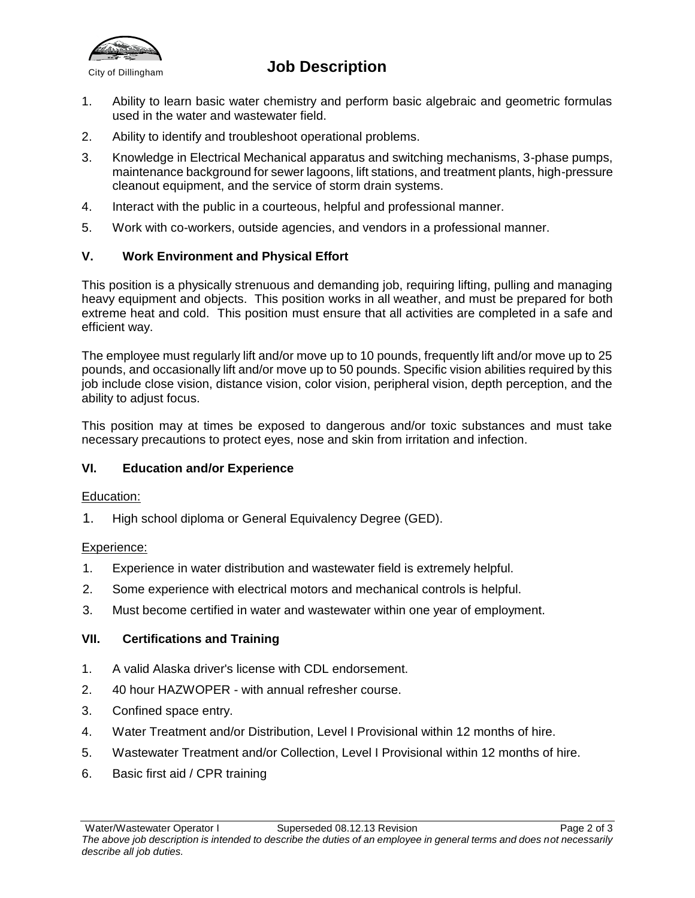1. Ability to learn basic water chemistry and perform basic algebraic and geometric formulas used in the water and wastewater field.
2. Ability to identify and troubleshoot operational problems.
3. Knowledge in Electrical Mechanical apparatus and switching mechanisms, 3-phase pumps, maintenance background for sewer lagoons, lift stations, and treatment plants, high-pressure cleanout equipment, and the service of storm drain systems.
4. Interact with the public in a courteous, helpful and professional manner.
5. Work with co-workers, outside agencies, and vendors in a professional manner.

## V. Work Environment and Physical Effort

This position is a physically strenuous and demanding job, requiring lifting, pulling and managing heavy equipment and objects. This position works in all weather, and must be prepared for both extreme heat and cold. This position must ensure that all activities are completed in a safe and efficient way.

The employee must regularly lift and/or move up to 10 pounds, frequently lift and/or move up to 25 pounds, and occasionally lift and/or move up to 50 pounds. Specific vision abilities required by this job include close vision, distance vision, color vision, peripheral vision, depth perception, and the ability to adjust focus.

This position may at times be exposed to dangerous and/or toxic substances and must take necessary precautions to protect eyes, nose and skin from irritation and infection.

## VI. Education and/or Experience

Education:

1. High school diploma or General Equivalency Degree (GED).

Experience:

1. Experience in water distribution and wastewater field is extremely helpful.
2. Some experience with electrical motors and mechanical controls is helpful.
3. Must become certified in water and wastewater within one year of employment.

## VII. Certifications and Training

1. A valid Alaska driver's license with CDL endorsement.
2. 40 hour HAZWOPER - with annual refresher course.
3. Confined space entry.
4. Water Treatment and/or Distribution, Level I Provisional within 12 months of hire.
5. Wastewater Treatment and/or Collection, Level I Provisional within 12 months of hire.
6. Basic first aid / CPR training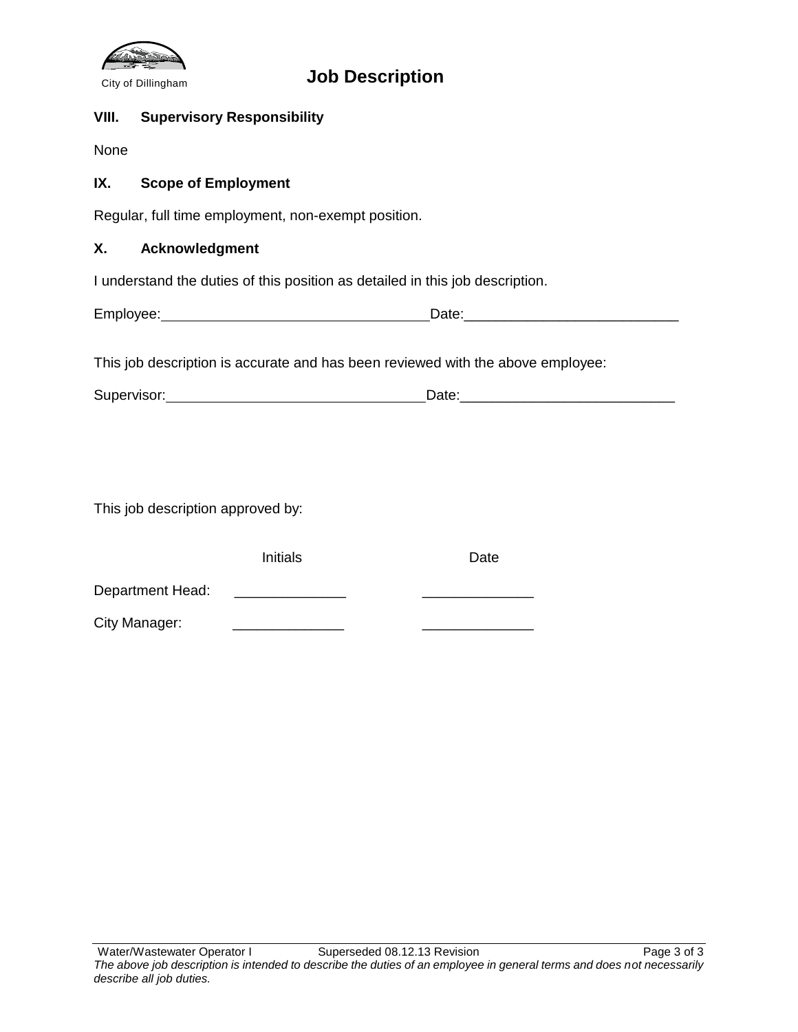## VIII. Supervisory Responsibility

None

## IX. Scope of Employment

Regular, full time employment, non-exempt position.

## X. Acknowledgment

I understand the duties of this position as detailed in this job description.

Employee:_________________________________ Date:___________________________

This job description is accurate and has been reviewed with the above employee:

Supervisor:________________________________ Date:___________________________

This job description approved by:

| | Initials | Date |
|---|---|---|
| Department Head: | ______________ | ______________ |
| City Manager: | ______________ | ______________ |

*The above job description is intended to describe the duties of an employee in general terms and does not necessarily describe all job duties.*